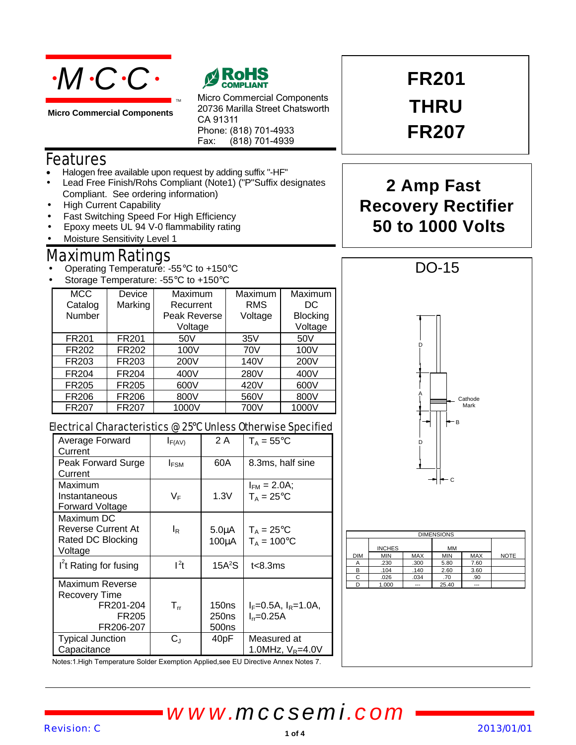**Micro Commercial Components**

Micro Commercial Components
20736 Marilla Street Chatsworth
CA 91311
Phone: (818) 701-4933
Fax: (818) 701-4939

# FR201 THRU FR207

## 2 Amp Fast Recovery Rectifier 50 to 1000 Volts

## Features

- Halogen free available upon request by adding suffix "-HF"
- Lead Free Finish/Rohs Compliant (Note1) ("P"Suffix designates Compliant. See ordering information)
- High Current Capability
- Fast Switching Speed For High Efficiency
- Epoxy meets UL 94 V-0 flammability rating
- Moisture Sensitivity Level 1

## Maximum Ratings

- Operating Temperature: -55°C to +150°C
- Storage Temperature: -55°C to +150°C

| MCC Catalog Number | Device Marking | Maximum Recurrent Peak Reverse Voltage | Maximum RMS Voltage | Maximum DC Blocking Voltage |
|---|---|---|---|---|
| FR201 | FR201 | 50V | 35V | 50V |
| FR202 | FR202 | 100V | 70V | 100V |
| FR203 | FR203 | 200V | 140V | 200V |
| FR204 | FR204 | 400V | 280V | 400V |
| FR205 | FR205 | 600V | 420V | 600V |
| FR206 | FR206 | 800V | 560V | 800V |
| FR207 | FR207 | 1000V | 700V | 1000V |

## Electrical Characteristics @ 25°C Unless Otherwise Specified

| Parameter | Symbol | Value | Conditions |
|---|---|---|---|
| Average Forward Current | $I_{F(AV)}$ | 2 A | $T_A = 55°C$ |
| Peak Forward Surge Current | $I_{FSM}$ | 60A | 8.3ms, half sine |
| Maximum Instantaneous Forward Voltage | $V_F$ | 1.3V | $I_{FM} = 2.0A$; $T_A = 25°C$ |
| Maximum DC Reverse Current At Rated DC Blocking Voltage | $I_R$ | 5.0μA<br>100μA | $T_A = 25°C$<br>$T_A = 100°C$ |
| $I^2t$ Rating for fusing | $I^2t$ | $15A^2S$ | t<8.3ms |
| Maximum Reverse Recovery Time<br>FR201-204<br>FR205<br>FR206-207 | $T_{rr}$ | 150ns<br>250ns<br>500ns | $I_F$=0.5A, $I_R$=1.0A, $I_{rr}$=0.25A |
| Typical Junction Capacitance | $C_J$ | 40pF | Measured at 1.0MHz, $V_R$=4.0V |

Notes:1.High Temperature Solder Exemption Applied,see EU Directive Annex Notes 7.

## DO-15

Cathode Mark

| DIM | INCHES MIN | INCHES MAX | MM MIN | MM MAX | NOTE |
|---|---|---|---|---|---|
| A | .230 | .300 | 5.80 | 7.60 | |
| B | .104 | .140 | 2.60 | 3.60 | |
| C | .026 | .034 | .70 | .90 | |
| D | 1.000 | --- | 25.40 | --- | |

www.mccsemi.com

Revision: C 2013/01/01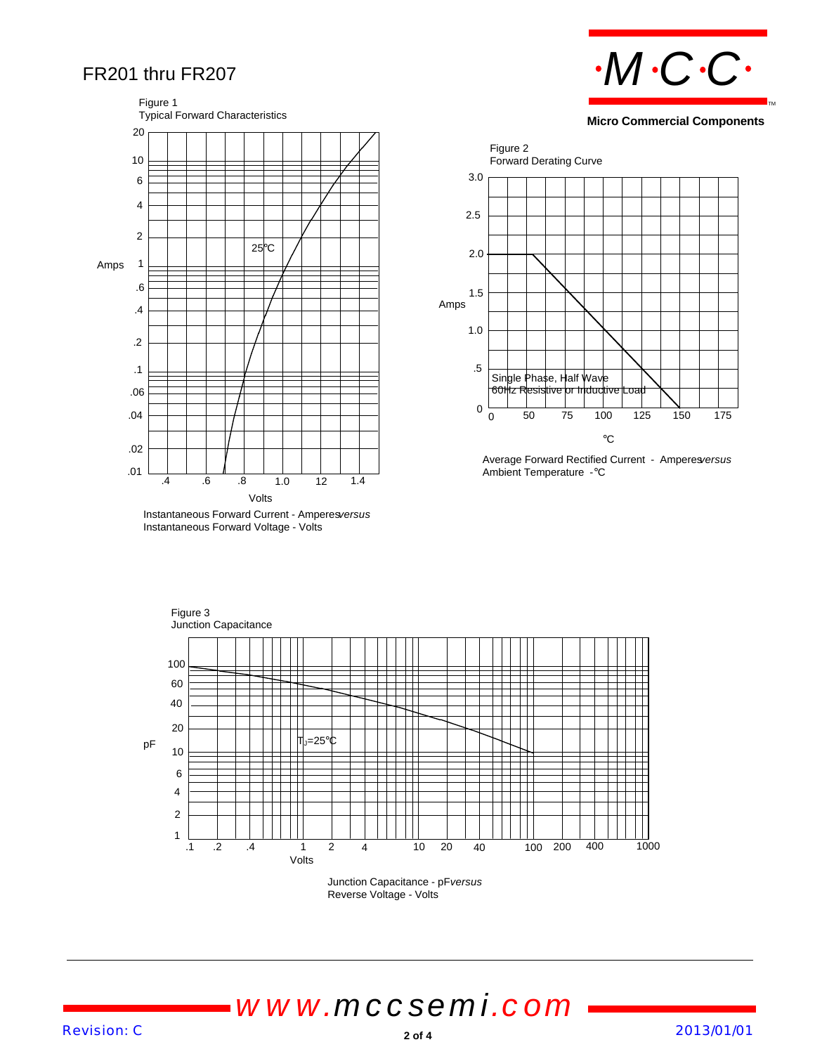# FR201 thru FR207

**Micro Commercial Components**

Figure 1
Typical Forward Characteristics

Instantaneous Forward Current - Amperes *versus*
Instantaneous Forward Voltage - Volts

Figure 2
Forward Derating Curve

Single Phase, Half Wave
60Hz Resistive or Inductive Load

Average Forward Rectified Current - Amperes *versus*
Ambient Temperature - ℃

Figure 3
Junction Capacitance

$T_J$=25℃

Junction Capacitance - pF *versus*
Reverse Voltage - Volts

*www.mccsemi.com*

Revision: C

2013/01/01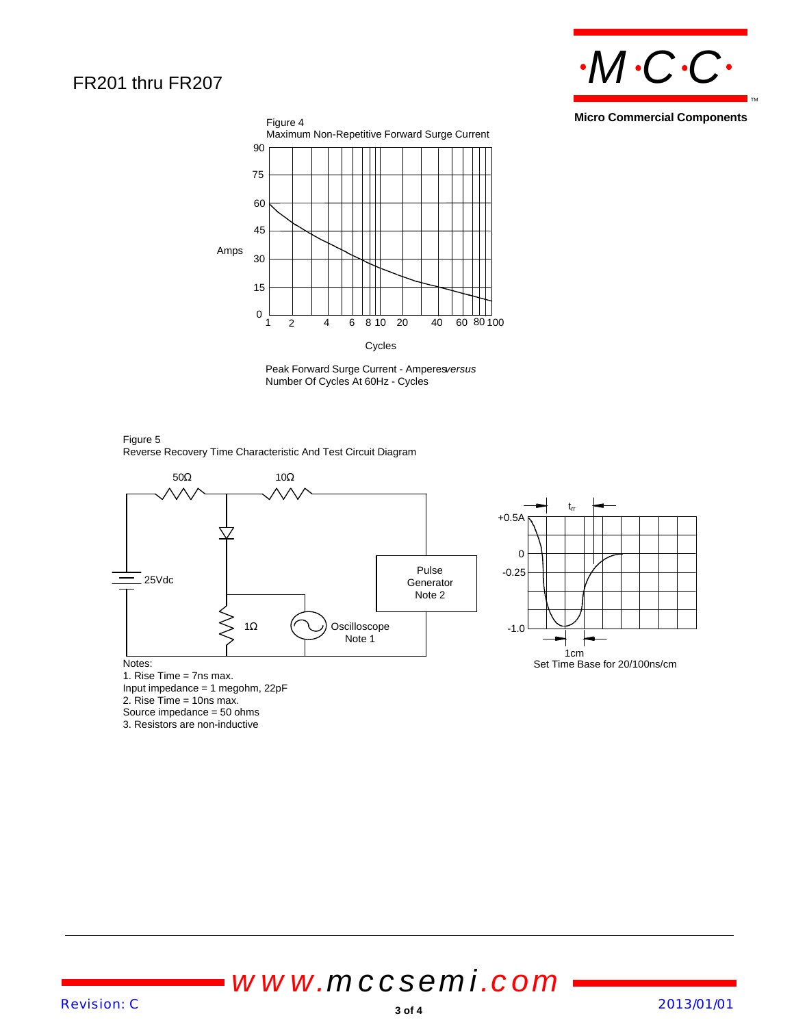# FR201 thru FR207

Micro Commercial Components

Figure 4
Maximum Non-Repetitive Forward Surge Current

Peak Forward Surge Current - Amperes *versus* Number Of Cycles At 60Hz - Cycles

Figure 5
Reverse Recovery Time Characteristic And Test Circuit Diagram

Notes:
1. Rise Time = 7ns max.
Input impedance = 1 megohm, 22pF
2. Rise Time = 10ns max.
Source impedance = 50 ohms
3. Resistors are non-inductive

Set Time Base for 20/100ns/cm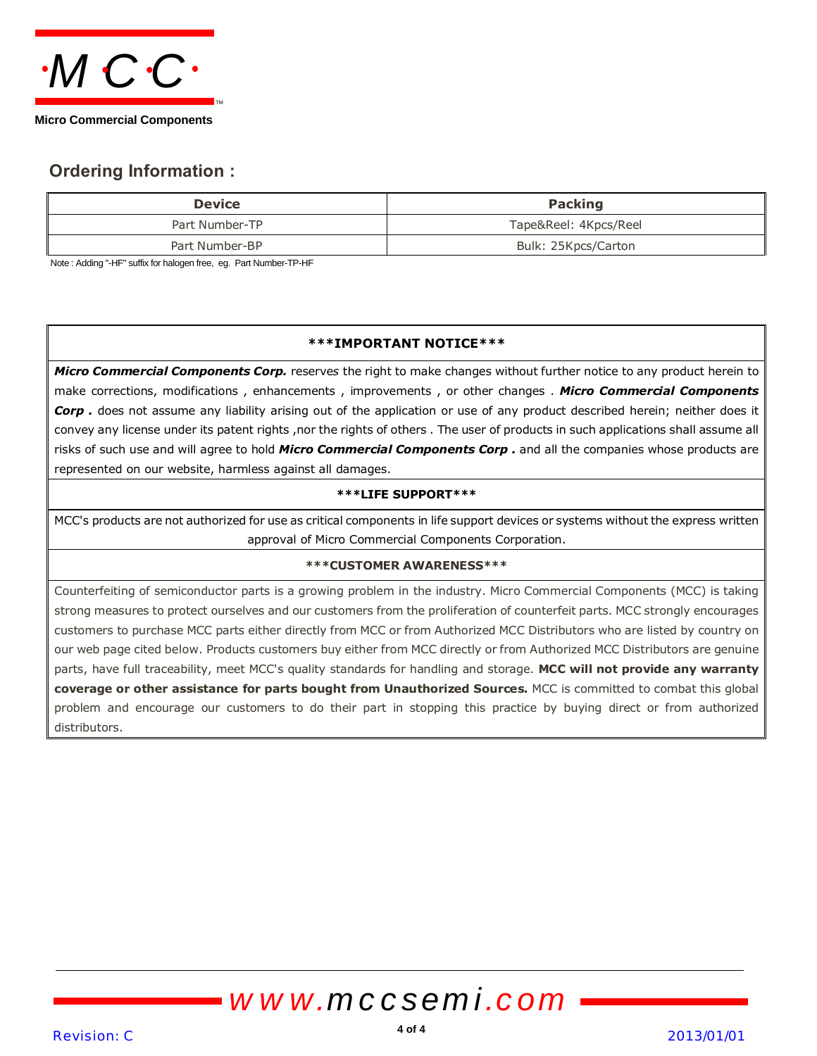Micro Commercial Components

## Ordering Information :

| Device | Packing |
|---|---|
| Part Number-TP | Tape&Reel: 4Kpcs/Reel |
| Part Number-BP | Bulk: 25Kpcs/Carton |

Note : Adding "-HF" suffix for halogen free, eg. Part Number-TP-HF

**\*\*\*IMPORTANT NOTICE\*\*\***

***Micro Commercial Components Corp.*** reserves the right to make changes without further notice to any product herein to make corrections, modifications , enhancements , improvements , or other changes . ***Micro Commercial Components Corp .*** does not assume any liability arising out of the application or use of any product described herein; neither does it convey any license under its patent rights ,nor the rights of others . The user of products in such applications shall assume all risks of such use and will agree to hold ***Micro Commercial Components Corp .*** and all the companies whose products are represented on our website, harmless against all damages.

**\*\*\*LIFE SUPPORT\*\*\***

MCC's products are not authorized for use as critical components in life support devices or systems without the express written approval of Micro Commercial Components Corporation.

**\*\*\*CUSTOMER AWARENESS\*\*\***

Counterfeiting of semiconductor parts is a growing problem in the industry. Micro Commercial Components (MCC) is taking strong measures to protect ourselves and our customers from the proliferation of counterfeit parts. MCC strongly encourages customers to purchase MCC parts either directly from MCC or from Authorized MCC Distributors who are listed by country on our web page cited below. Products customers buy either from MCC directly or from Authorized MCC Distributors are genuine parts, have full traceability, meet MCC's quality standards for handling and storage. **MCC will not provide any warranty coverage or other assistance for parts bought from Unauthorized Sources.** MCC is committed to combat this global problem and encourage our customers to do their part in stopping this practice by buying direct or from authorized distributors.

www.mccsemi.com

Revision: C

2013/01/01